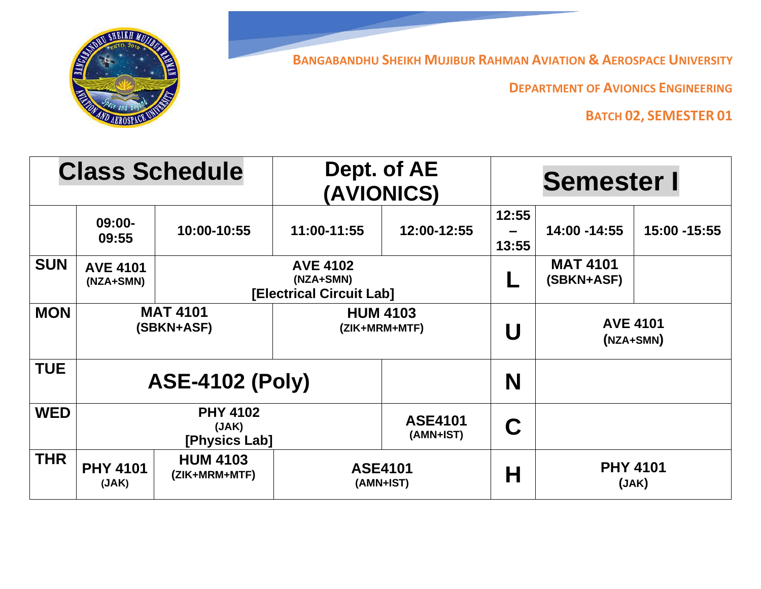**BANGABANDHU SHEIKH MUJIBUR RAHMAN AVIATION & AEROSPACE UNIVERSITY**

**DEPARTMENT OF AVIONICS ENGINEERING**

**BATCH 02, SEMESTER 01**

| Class Schedule | | | Dept. of AE (AVIONICS) | | Semester I | | |
|---|---|---|---|---|---|---|---|
| | 09:00-09:55 | 10:00-10:55 | 11:00-11:55 | 12:00-12:55 | 12:55 – 13:55 | 14:00 -14:55 | 15:00 -15:55 |
| SUN | AVE 4101 (NZA+SMN) | AVE 4102 (NZA+SMN) [Electrical Circuit Lab] | | | L | MAT 4101 (SBKN+ASF) | |
| MON | MAT 4101 (SBKN+ASF) | | HUM 4103 (ZIK+MRM+MTF) | | U | AVE 4101 (NZA+SMN) | |
| TUE | ASE-4102 (Poly) | | | | N | | |
| WED | PHY 4102 (JAK) [Physics Lab] | | | ASE4101 (AMN+IST) | C | | |
| THR | PHY 4101 (JAK) | HUM 4103 (ZIK+MRM+MTF) | ASE4101 (AMN+IST) | | H | PHY 4101 (JAK) | |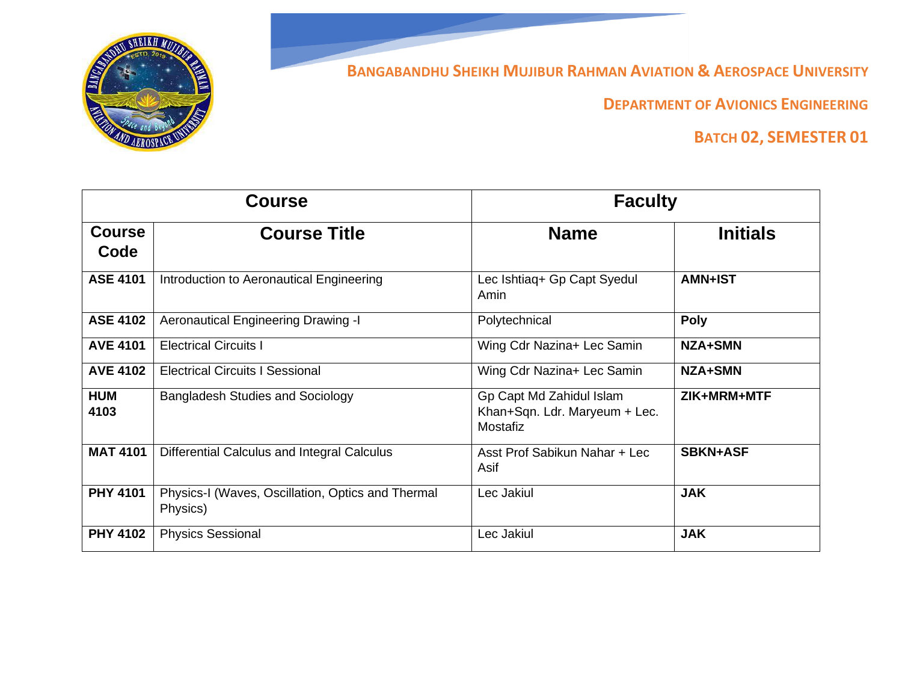**BANGABANDHU SHEIKH MUJIBUR RAHMAN AVIATION & AEROSPACE UNIVERSITY**

**DEPARTMENT OF AVIONICS ENGINEERING**

**BATCH 02, SEMESTER 01**

| Course | | Faculty | |
|---|---|---|---|
| **Course Code** | **Course Title** | **Name** | **Initials** |
| **ASE 4101** | Introduction to Aeronautical Engineering | Lec Ishtiaq+ Gp Capt Syedul Amin | **AMN+IST** |
| **ASE 4102** | Aeronautical Engineering Drawing -I | Polytechnical | **Poly** |
| **AVE 4101** | Electrical Circuits I | Wing Cdr Nazina+ Lec Samin | **NZA+SMN** |
| **AVE 4102** | Electrical Circuits I Sessional | Wing Cdr Nazina+ Lec Samin | **NZA+SMN** |
| **HUM 4103** | Bangladesh Studies and Sociology | Gp Capt Md Zahidul Islam Khan+Sqn. Ldr. Maryeum + Lec. Mostafiz | **ZIK+MRM+MTF** |
| **MAT 4101** | Differential Calculus and Integral Calculus | Asst Prof Sabikun Nahar + Lec Asif | **SBKN+ASF** |
| **PHY 4101** | Physics-I (Waves, Oscillation, Optics and Thermal Physics) | Lec Jakiul | **JAK** |
| **PHY 4102** | Physics Sessional | Lec Jakiul | **JAK** |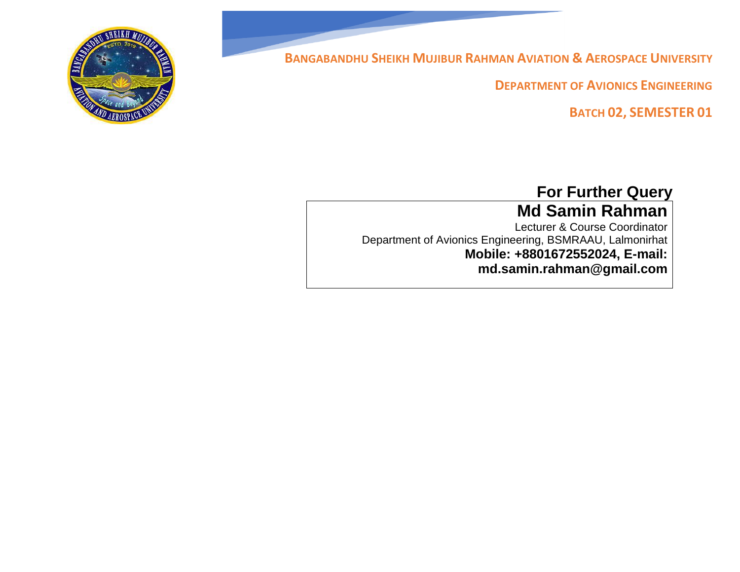**BANGABANDHU SHEIKH MUJIBUR RAHMAN AVIATION & AEROSPACE UNIVERSITY**

**DEPARTMENT OF AVIONICS ENGINEERING**

**BATCH 02, SEMESTER 01**

## For Further Query

### Md Samin Rahman

Lecturer & Course Coordinator

Department of Avionics Engineering, BSMRAAU, Lalmonirhat

**Mobile: +8801672552024, E-mail: md.samin.rahman@gmail.com**